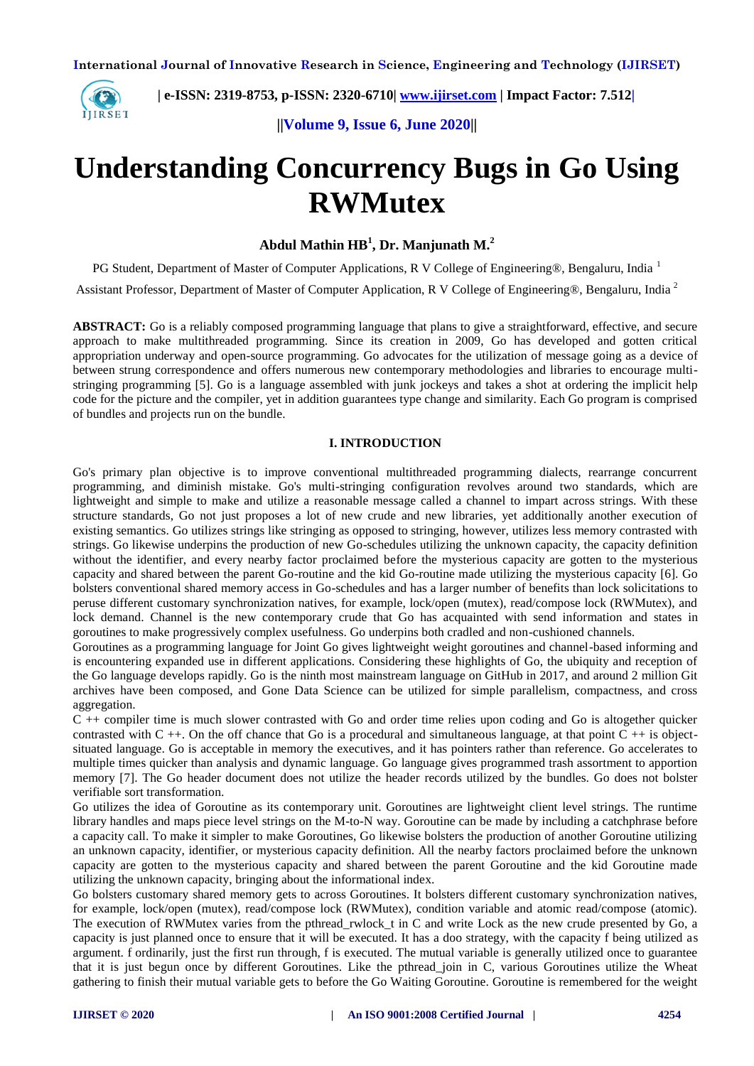# Understanding Concurrency Bugs in Go Using RWMutex

**Abdul Mathin HB[1], Dr. Manjunath M.[2]**

PG Student, Department of Master of Computer Applications, R V College of Engineering®, Bengaluru, India [1]

Assistant Professor, Department of Master of Computer Application, R V College of Engineering®, Bengaluru, India [2]

**ABSTRACT:** Go is a reliably composed programming language that plans to give a straightforward, effective, and secure approach to make multithreaded programming. Since its creation in 2009, Go has developed and gotten critical appropriation underway and open-source programming. Go advocates for the utilization of message going as a device of between strung correspondence and offers numerous new contemporary methodologies and libraries to encourage multi-stringing programming [5]. Go is a language assembled with junk jockeys and takes a shot at ordering the implicit help code for the picture and the compiler, yet in addition guarantees type change and similarity. Each Go program is comprised of bundles and projects run on the bundle.

## I. INTRODUCTION

Go's primary plan objective is to improve conventional multithreaded programming dialects, rearrange concurrent programming, and diminish mistake. Go's multi-stringing configuration revolves around two standards, which are lightweight and simple to make and utilize a reasonable message called a channel to impart across strings. With these structure standards, Go not just proposes a lot of new crude and new libraries, yet additionally another execution of existing semantics. Go utilizes strings like stringing as opposed to stringing, however, utilizes less memory contrasted with strings. Go likewise underpins the production of new Go-schedules utilizing the unknown capacity, the capacity definition without the identifier, and every nearby factor proclaimed before the mysterious capacity are gotten to the mysterious capacity and shared between the parent Go-routine and the kid Go-routine made utilizing the mysterious capacity [6]. Go bolsters conventional shared memory access in Go-schedules and has a larger number of benefits than lock solicitations to peruse different customary synchronization natives, for example, lock/open (mutex), read/compose lock (RWMutex), and lock demand. Channel is the new contemporary crude that Go has acquainted with send information and states in goroutines to make progressively complex usefulness. Go underpins both cradled and non-cushioned channels.

Goroutines as a programming language for Joint Go gives lightweight weight goroutines and channel-based informing and is encountering expanded use in different applications. Considering these highlights of Go, the ubiquity and reception of the Go language develops rapidly. Go is the ninth most mainstream language on GitHub in 2017, and around 2 million Git archives have been composed, and Gone Data Science can be utilized for simple parallelism, compactness, and cross aggregation.

C ++ compiler time is much slower contrasted with Go and order time relies upon coding and Go is altogether quicker contrasted with C ++. On the off chance that Go is a procedural and simultaneous language, at that point C ++ is object-situated language. Go is acceptable in memory the executives, and it has pointers rather than reference. Go accelerates to multiple times quicker than analysis and dynamic language. Go language gives programmed trash assortment to apportion memory [7]. The Go header document does not utilize the header records utilized by the bundles. Go does not bolster verifiable sort transformation.

Go utilizes the idea of Goroutine as its contemporary unit. Goroutines are lightweight client level strings. The runtime library handles and maps piece level strings on the M-to-N way. Goroutine can be made by including a catchphrase before a capacity call. To make it simpler to make Goroutines, Go likewise bolsters the production of another Goroutine utilizing an unknown capacity, identifier, or mysterious capacity definition. All the nearby factors proclaimed before the unknown capacity are gotten to the mysterious capacity and shared between the parent Goroutine and the kid Goroutine made utilizing the unknown capacity, bringing about the informational index.

Go bolsters customary shared memory gets to across Goroutines. It bolsters different customary synchronization natives, for example, lock/open (mutex), read/compose lock (RWMutex), condition variable and atomic read/compose (atomic). The execution of RWMutex varies from the pthread_rwlock_t in C and write Lock as the new crude presented by Go, a capacity is just planned once to ensure that it will be executed. It has a doo strategy, with the capacity f being utilized as argument. f ordinarily, just the first run through, f is executed. The mutual variable is generally utilized once to guarantee that it is just begun once by different Goroutines. Like the pthread_join in C, various Goroutines utilize the Wheat gathering to finish their mutual variable gets to before the Go Waiting Goroutine. Goroutine is remembered for the weight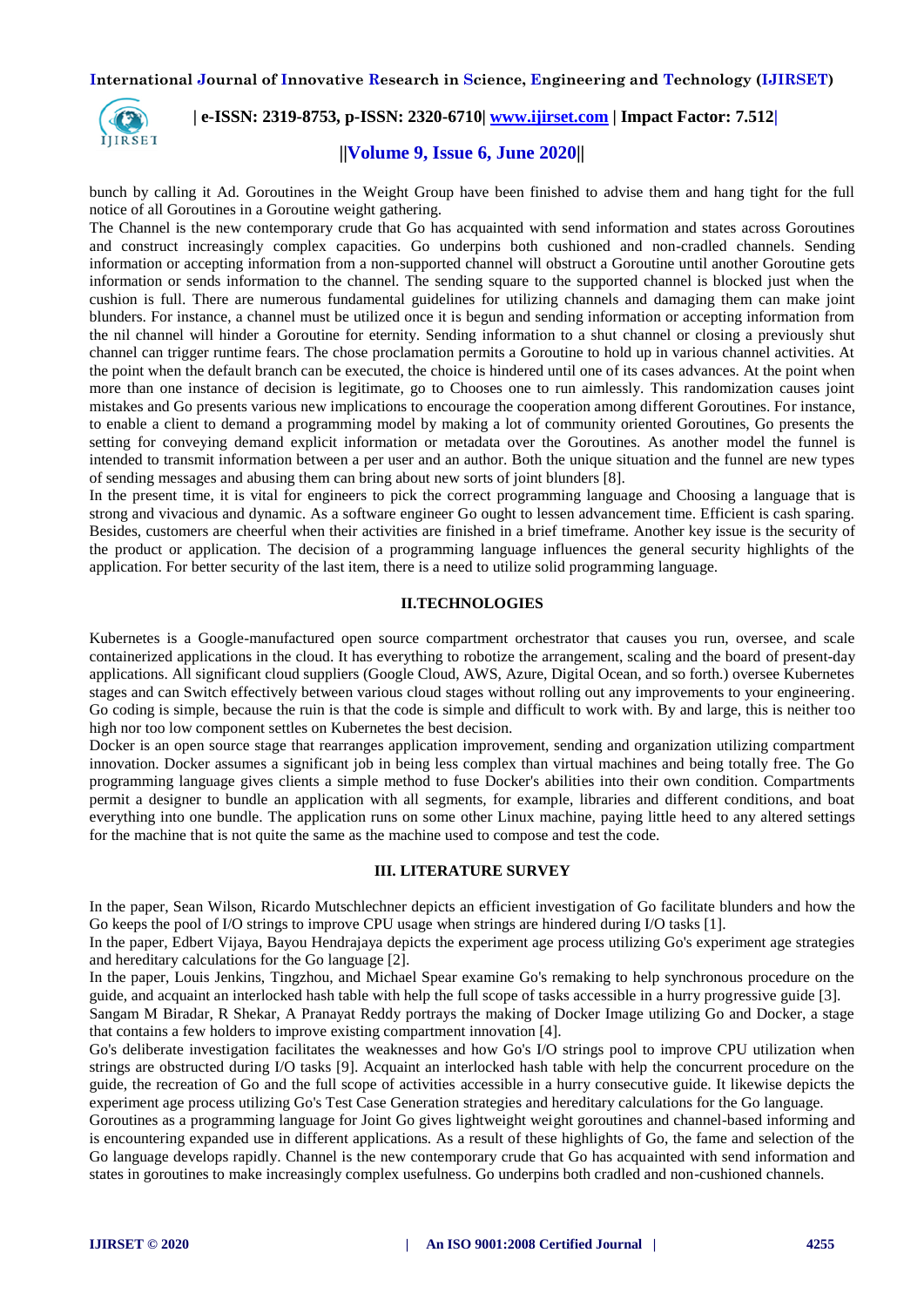bunch by calling it Ad. Goroutines in the Weight Group have been finished to advise them and hang tight for the full notice of all Goroutines in a Goroutine weight gathering.

The Channel is the new contemporary crude that Go has acquainted with send information and states across Goroutines and construct increasingly complex capacities. Go underpins both cushioned and non-cradled channels. Sending information or accepting information from a non-supported channel will obstruct a Goroutine until another Goroutine gets information or sends information to the channel. The sending square to the supported channel is blocked just when the cushion is full. There are numerous fundamental guidelines for utilizing channels and damaging them can make joint blunders. For instance, a channel must be utilized once it is begun and sending information or accepting information from the nil channel will hinder a Goroutine for eternity. Sending information to a shut channel or closing a previously shut channel can trigger runtime fears. The chose proclamation permits a Goroutine to hold up in various channel activities. At the point when the default branch can be executed, the choice is hindered until one of its cases advances. At the point when more than one instance of decision is legitimate, go to Chooses one to run aimlessly. This randomization causes joint mistakes and Go presents various new implications to encourage the cooperation among different Goroutines. For instance, to enable a client to demand a programming model by making a lot of community oriented Goroutines, Go presents the setting for conveying demand explicit information or metadata over the Goroutines. As another model the funnel is intended to transmit information between a per user and an author. Both the unique situation and the funnel are new types of sending messages and abusing them can bring about new sorts of joint blunders [8].

In the present time, it is vital for engineers to pick the correct programming language and Choosing a language that is strong and vivacious and dynamic. As a software engineer Go ought to lessen advancement time. Efficient is cash sparing. Besides, customers are cheerful when their activities are finished in a brief timeframe. Another key issue is the security of the product or application. The decision of a programming language influences the general security highlights of the application. For better security of the last item, there is a need to utilize solid programming language.

## II.TECHNOLOGIES

Kubernetes is a Google-manufactured open source compartment orchestrator that causes you run, oversee, and scale containerized applications in the cloud. It has everything to robotize the arrangement, scaling and the board of present-day applications. All significant cloud suppliers (Google Cloud, AWS, Azure, Digital Ocean, and so forth.) oversee Kubernetes stages and can Switch effectively between various cloud stages without rolling out any improvements to your engineering. Go coding is simple, because the ruin is that the code is simple and difficult to work with. By and large, this is neither too high nor too low component settles on Kubernetes the best decision.

Docker is an open source stage that rearranges application improvement, sending and organization utilizing compartment innovation. Docker assumes a significant job in being less complex than virtual machines and being totally free. The Go programming language gives clients a simple method to fuse Docker's abilities into their own condition. Compartments permit a designer to bundle an application with all segments, for example, libraries and different conditions, and boat everything into one bundle. The application runs on some other Linux machine, paying little heed to any altered settings for the machine that is not quite the same as the machine used to compose and test the code.

## III. LITERATURE SURVEY

In the paper, Sean Wilson, Ricardo Mutschlechner depicts an efficient investigation of Go facilitate blunders and how the Go keeps the pool of I/O strings to improve CPU usage when strings are hindered during I/O tasks [1].

In the paper, Edbert Vijaya, Bayou Hendrajaya depicts the experiment age process utilizing Go's experiment age strategies and hereditary calculations for the Go language [2].

In the paper, Louis Jenkins, Tingzhou, and Michael Spear examine Go's remaking to help synchronous procedure on the guide, and acquaint an interlocked hash table with help the full scope of tasks accessible in a hurry progressive guide [3].

Sangam M Biradar, R Shekar, A Pranayat Reddy portrays the making of Docker Image utilizing Go and Docker, a stage that contains a few holders to improve existing compartment innovation [4].

Go's deliberate investigation facilitates the weaknesses and how Go's I/O strings pool to improve CPU utilization when strings are obstructed during I/O tasks [9]. Acquaint an interlocked hash table with help the concurrent procedure on the guide, the recreation of Go and the full scope of activities accessible in a hurry consecutive guide. It likewise depicts the experiment age process utilizing Go's Test Case Generation strategies and hereditary calculations for the Go language.

Goroutines as a programming language for Joint Go gives lightweight weight goroutines and channel-based informing and is encountering expanded use in different applications. As a result of these highlights of Go, the fame and selection of the Go language develops rapidly. Channel is the new contemporary crude that Go has acquainted with send information and states in goroutines to make increasingly complex usefulness. Go underpins both cradled and non-cushioned channels.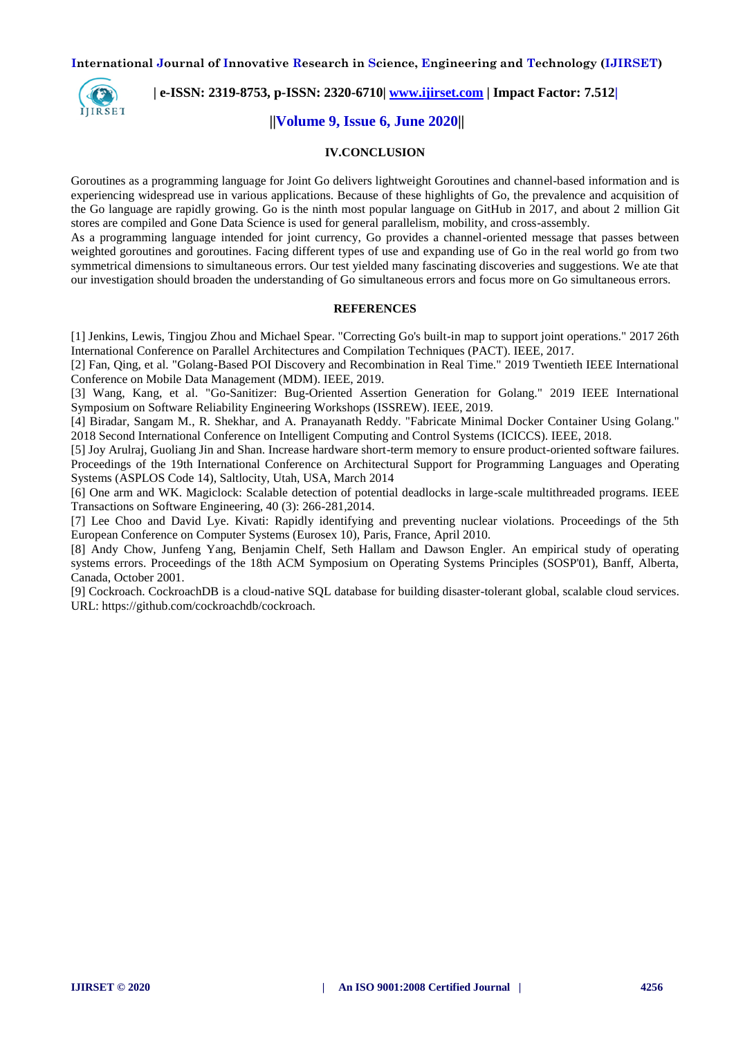## IV.CONCLUSION

Goroutines as a programming language for Joint Go delivers lightweight Goroutines and channel-based information and is experiencing widespread use in various applications. Because of these highlights of Go, the prevalence and acquisition of the Go language are rapidly growing. Go is the ninth most popular language on GitHub in 2017, and about 2 million Git stores are compiled and Gone Data Science is used for general parallelism, mobility, and cross-assembly.

As a programming language intended for joint currency, Go provides a channel-oriented message that passes between weighted goroutines and goroutines. Facing different types of use and expanding use of Go in the real world go from two symmetrical dimensions to simultaneous errors. Our test yielded many fascinating discoveries and suggestions. We ate that our investigation should broaden the understanding of Go simultaneous errors and focus more on Go simultaneous errors.

## REFERENCES

[1] Jenkins, Lewis, Tingjou Zhou and Michael Spear. "Correcting Go's built-in map to support joint operations." 2017 26th International Conference on Parallel Architectures and Compilation Techniques (PACT). IEEE, 2017.

[2] Fan, Qing, et al. "Golang-Based POI Discovery and Recombination in Real Time." 2019 Twentieth IEEE International Conference on Mobile Data Management (MDM). IEEE, 2019.

[3] Wang, Kang, et al. "Go-Sanitizer: Bug-Oriented Assertion Generation for Golang." 2019 IEEE International Symposium on Software Reliability Engineering Workshops (ISSREW). IEEE, 2019.

[4] Biradar, Sangam M., R. Shekhar, and A. Pranayanath Reddy. "Fabricate Minimal Docker Container Using Golang." 2018 Second International Conference on Intelligent Computing and Control Systems (ICICCS). IEEE, 2018.

[5] Joy Arulraj, Guoliang Jin and Shan. Increase hardware short-term memory to ensure product-oriented software failures. Proceedings of the 19th International Conference on Architectural Support for Programming Languages and Operating Systems (ASPLOS Code 14), Saltlocity, Utah, USA, March 2014

[6] One arm and WK. Magiclock: Scalable detection of potential deadlocks in large-scale multithreaded programs. IEEE Transactions on Software Engineering, 40 (3): 266-281,2014.

[7] Lee Choo and David Lye. Kivati: Rapidly identifying and preventing nuclear violations. Proceedings of the 5th European Conference on Computer Systems (Eurosex 10), Paris, France, April 2010.

[8] Andy Chow, Junfeng Yang, Benjamin Chelf, Seth Hallam and Dawson Engler. An empirical study of operating systems errors. Proceedings of the 18th ACM Symposium on Operating Systems Principles (SOSP'01), Banff, Alberta, Canada, October 2001.

[9] Cockroach. CockroachDB is a cloud-native SQL database for building disaster-tolerant global, scalable cloud services. URL: https://github.com/cockroachdb/cockroach.